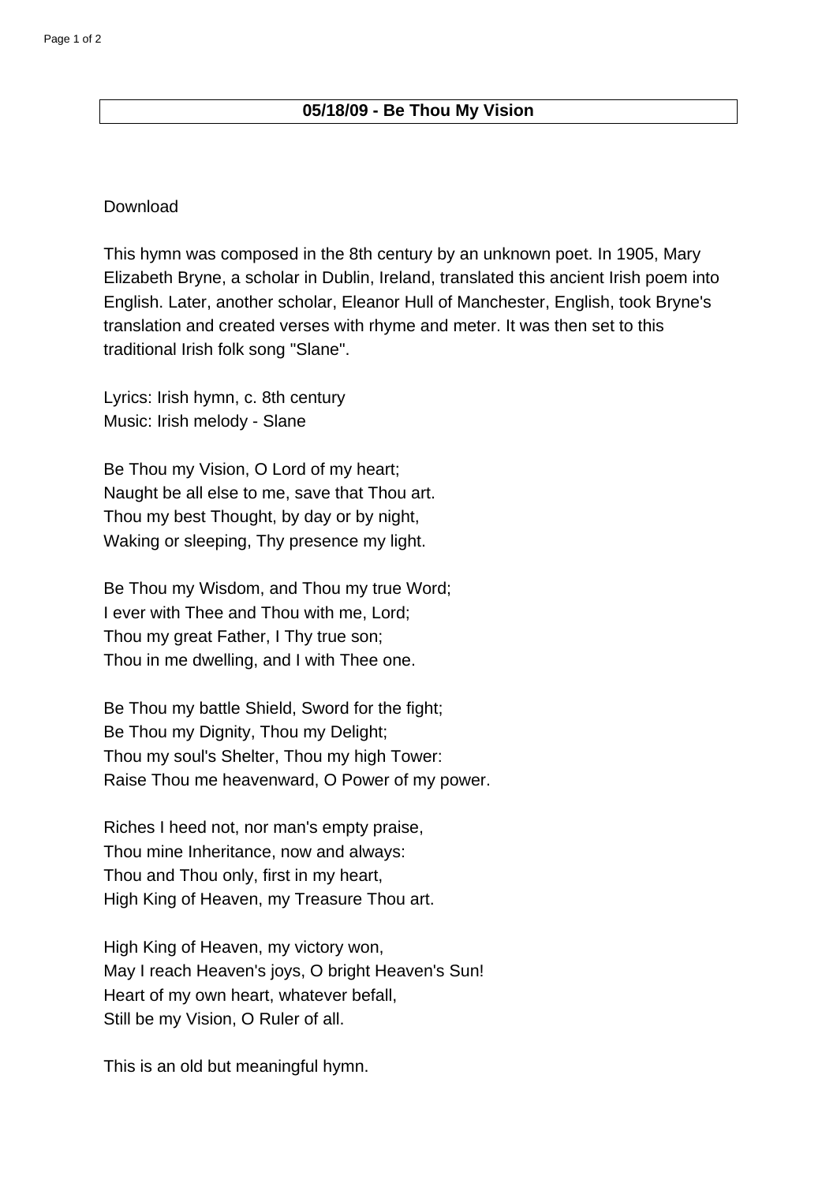# 05/18/09 - Be Thou My Vision

Download

This hymn was composed in the 8th century by an unknown poet. In 1905, Mary Elizabeth Bryne, a scholar in Dublin, Ireland, translated this ancient Irish poem into English. Later, another scholar, Eleanor Hull of Manchester, English, took Bryne's translation and created verses with rhyme and meter. It was then set to this traditional Irish folk song "Slane".

Lyrics: Irish hymn, c. 8th century
Music: Irish melody - Slane

Be Thou my Vision, O Lord of my heart;
Naught be all else to me, save that Thou art.
Thou my best Thought, by day or by night,
Waking or sleeping, Thy presence my light.

Be Thou my Wisdom, and Thou my true Word;
I ever with Thee and Thou with me, Lord;
Thou my great Father, I Thy true son;
Thou in me dwelling, and I with Thee one.

Be Thou my battle Shield, Sword for the fight;
Be Thou my Dignity, Thou my Delight;
Thou my soul's Shelter, Thou my high Tower:
Raise Thou me heavenward, O Power of my power.

Riches I heed not, nor man's empty praise,
Thou mine Inheritance, now and always:
Thou and Thou only, first in my heart,
High King of Heaven, my Treasure Thou art.

High King of Heaven, my victory won,
May I reach Heaven's joys, O bright Heaven's Sun!
Heart of my own heart, whatever befall,
Still be my Vision, O Ruler of all.

This is an old but meaningful hymn.